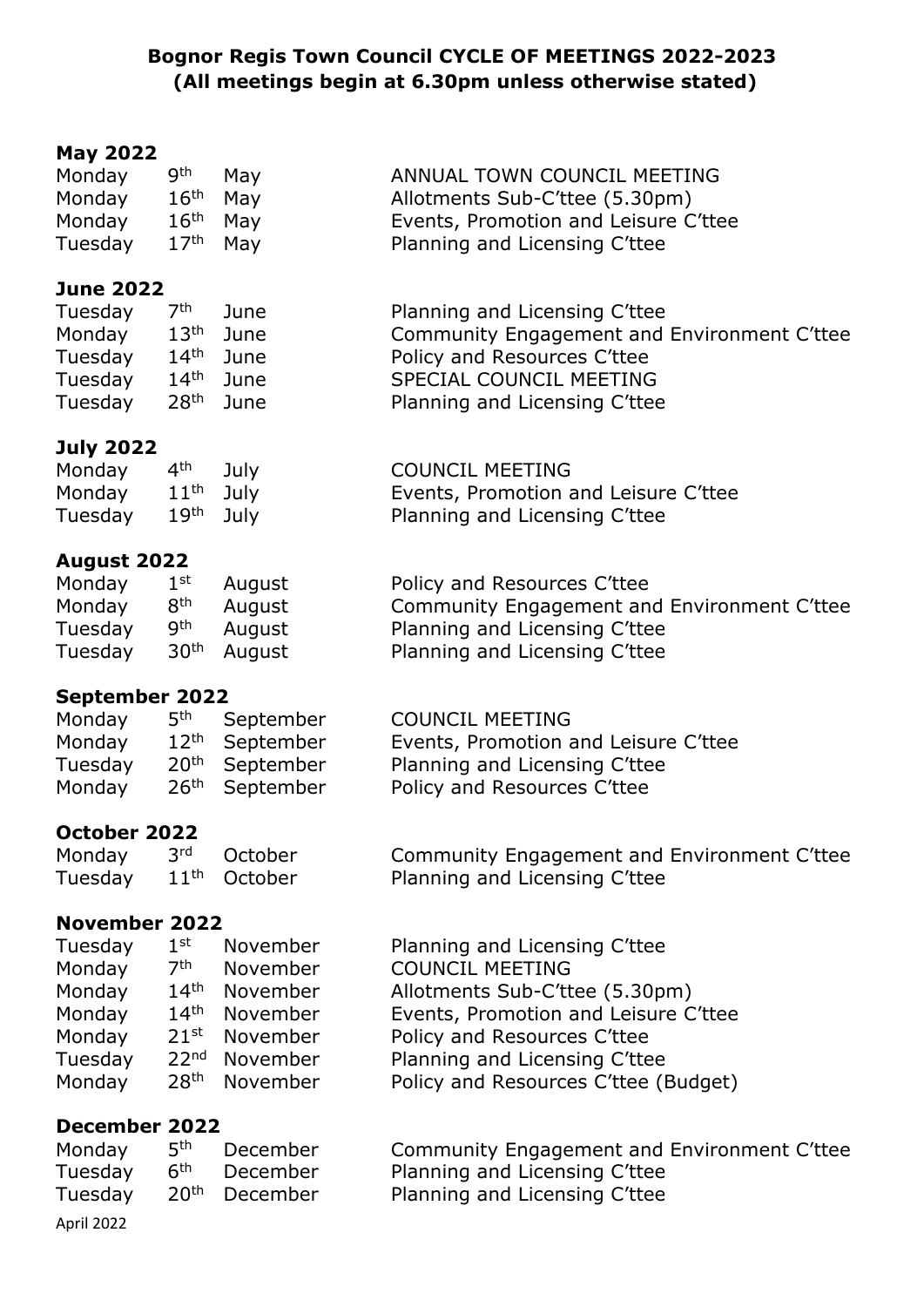# Bognor Regis Town Council CYCLE OF MEETINGS 2022-2023
**(All meetings begin at 6.30pm unless otherwise stated)**

## May 2022

| | | | |
|---|---|---|---|
| Monday | 9th | May | ANNUAL TOWN COUNCIL MEETING |
| Monday | 16th | May | Allotments Sub-C'ttee (5.30pm) |
| Monday | 16th | May | Events, Promotion and Leisure C'ttee |
| Tuesday | 17th | May | Planning and Licensing C'ttee |

## June 2022

| | | | |
|---|---|---|---|
| Tuesday | 7th | June | Planning and Licensing C'ttee |
| Monday | 13th | June | Community Engagement and Environment C'ttee |
| Tuesday | 14th | June | Policy and Resources C'ttee |
| Tuesday | 14th | June | SPECIAL COUNCIL MEETING |
| Tuesday | 28th | June | Planning and Licensing C'ttee |

## July 2022

| | | | |
|---|---|---|---|
| Monday | 4th | July | COUNCIL MEETING |
| Monday | 11th | July | Events, Promotion and Leisure C'ttee |
| Tuesday | 19th | July | Planning and Licensing C'ttee |

## August 2022

| | | | |
|---|---|---|---|
| Monday | 1st | August | Policy and Resources C'ttee |
| Monday | 8th | August | Community Engagement and Environment C'ttee |
| Tuesday | 9th | August | Planning and Licensing C'ttee |
| Tuesday | 30th | August | Planning and Licensing C'ttee |

## September 2022

| | | | |
|---|---|---|---|
| Monday | 5th | September | COUNCIL MEETING |
| Monday | 12th | September | Events, Promotion and Leisure C'ttee |
| Tuesday | 20th | September | Planning and Licensing C'ttee |
| Monday | 26th | September | Policy and Resources C'ttee |

## October 2022

| | | | |
|---|---|---|---|
| Monday | 3rd | October | Community Engagement and Environment C'ttee |
| Tuesday | 11th | October | Planning and Licensing C'ttee |

## November 2022

| | | | |
|---|---|---|---|
| Tuesday | 1st | November | Planning and Licensing C'ttee |
| Monday | 7th | November | COUNCIL MEETING |
| Monday | 14th | November | Allotments Sub-C'ttee (5.30pm) |
| Monday | 14th | November | Events, Promotion and Leisure C'ttee |
| Monday | 21st | November | Policy and Resources C'ttee |
| Tuesday | 22nd | November | Planning and Licensing C'ttee |
| Monday | 28th | November | Policy and Resources C'ttee (Budget) |

## December 2022

| | | | |
|---|---|---|---|
| Monday | 5th | December | Community Engagement and Environment C'ttee |
| Tuesday | 6th | December | Planning and Licensing C'ttee |
| Tuesday | 20th | December | Planning and Licensing C'ttee |

April 2022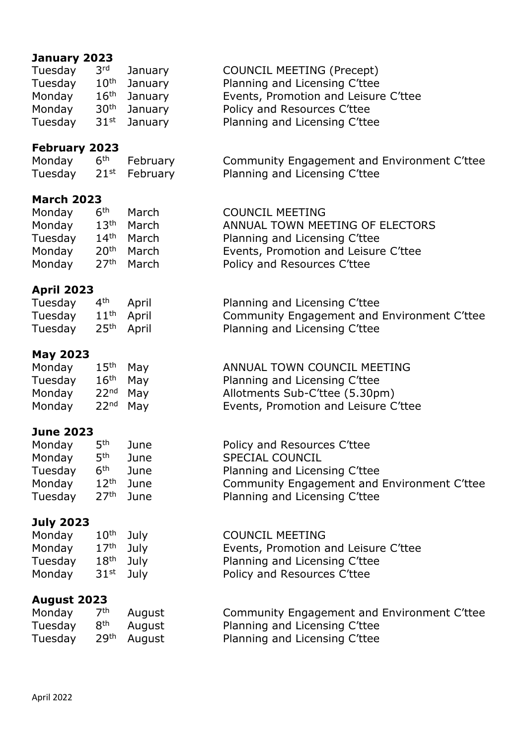## January 2023

| | | | |
|---|---|---|---|
| Tuesday | 3rd | January | COUNCIL MEETING (Precept) |
| Tuesday | 10th | January | Planning and Licensing C'ttee |
| Monday | 16th | January | Events, Promotion and Leisure C'ttee |
| Monday | 30th | January | Policy and Resources C'ttee |
| Tuesday | 31st | January | Planning and Licensing C'ttee |

## February 2023

| | | | |
|---|---|---|---|
| Monday | 6th | February | Community Engagement and Environment C'ttee |
| Tuesday | 21st | February | Planning and Licensing C'ttee |

## March 2023

| | | | |
|---|---|---|---|
| Monday | 6th | March | COUNCIL MEETING |
| Monday | 13th | March | ANNUAL TOWN MEETING OF ELECTORS |
| Tuesday | 14th | March | Planning and Licensing C'ttee |
| Monday | 20th | March | Events, Promotion and Leisure C'ttee |
| Monday | 27th | March | Policy and Resources C'ttee |

## April 2023

| | | | |
|---|---|---|---|
| Tuesday | 4th | April | Planning and Licensing C'ttee |
| Tuesday | 11th | April | Community Engagement and Environment C'ttee |
| Tuesday | 25th | April | Planning and Licensing C'ttee |

## May 2023

| | | | |
|---|---|---|---|
| Monday | 15th | May | ANNUAL TOWN COUNCIL MEETING |
| Tuesday | 16th | May | Planning and Licensing C'ttee |
| Monday | 22nd | May | Allotments Sub-C'ttee (5.30pm) |
| Monday | 22nd | May | Events, Promotion and Leisure C'ttee |

## June 2023

| | | | |
|---|---|---|---|
| Monday | 5th | June | Policy and Resources C'ttee |
| Monday | 5th | June | SPECIAL COUNCIL |
| Tuesday | 6th | June | Planning and Licensing C'ttee |
| Monday | 12th | June | Community Engagement and Environment C'ttee |
| Tuesday | 27th | June | Planning and Licensing C'ttee |

## July 2023

| | | | |
|---|---|---|---|
| Monday | 10th | July | COUNCIL MEETING |
| Monday | 17th | July | Events, Promotion and Leisure C'ttee |
| Tuesday | 18th | July | Planning and Licensing C'ttee |
| Monday | 31st | July | Policy and Resources C'ttee |

## August 2023

| | | | |
|---|---|---|---|
| Monday | 7th | August | Community Engagement and Environment C'ttee |
| Tuesday | 8th | August | Planning and Licensing C'ttee |
| Tuesday | 29th | August | Planning and Licensing C'ttee |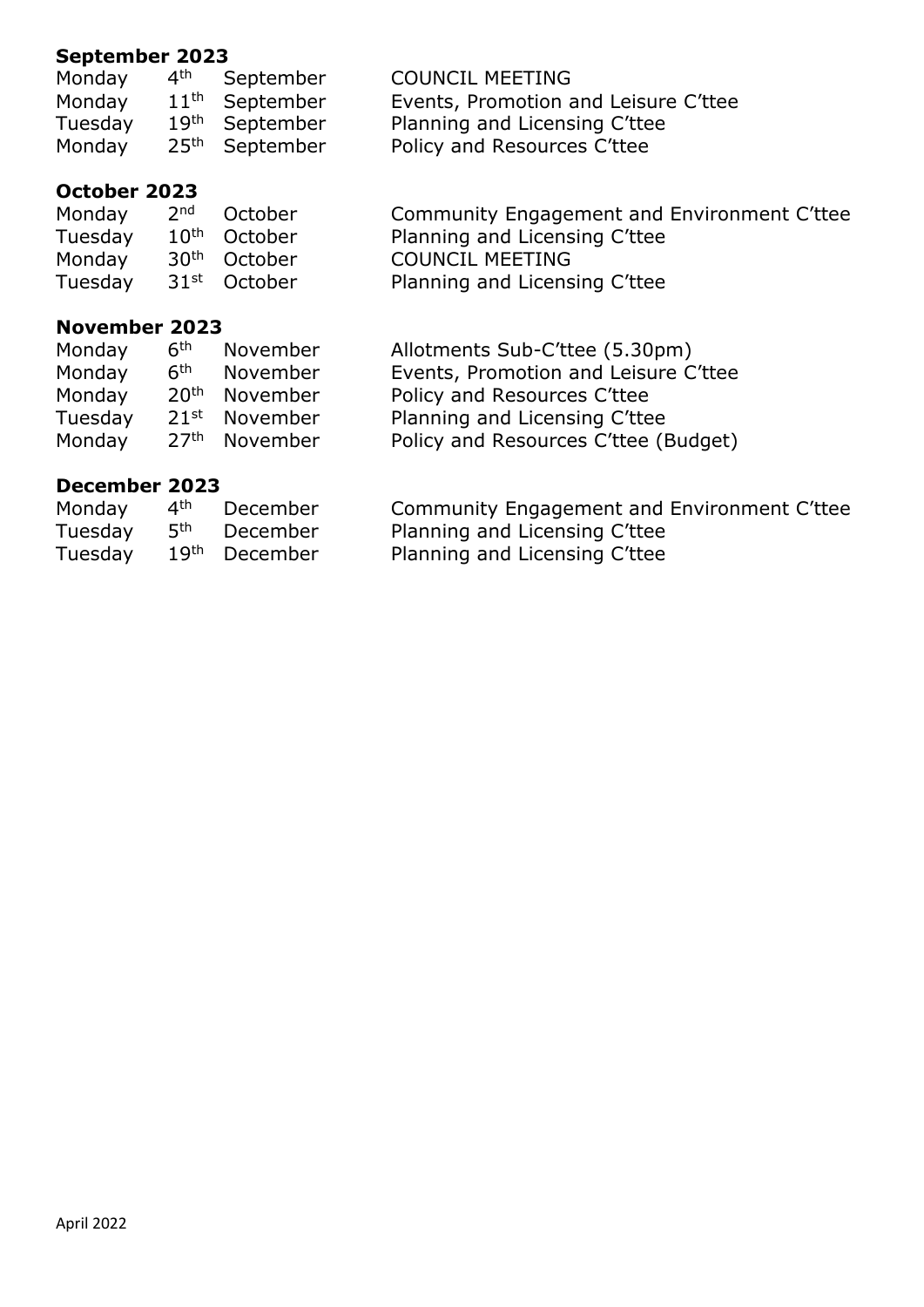**September 2023**

| | | | |
|---|---|---|---|
| Monday | 4th | September | COUNCIL MEETING |
| Monday | 11th | September | Events, Promotion and Leisure C'ttee |
| Tuesday | 19th | September | Planning and Licensing C'ttee |
| Monday | 25th | September | Policy and Resources C'ttee |

**October 2023**

| | | | |
|---|---|---|---|
| Monday | 2nd | October | Community Engagement and Environment C'ttee |
| Tuesday | 10th | October | Planning and Licensing C'ttee |
| Monday | 30th | October | COUNCIL MEETING |
| Tuesday | 31st | October | Planning and Licensing C'ttee |

**November 2023**

| | | | |
|---|---|---|---|
| Monday | 6th | November | Allotments Sub-C'ttee (5.30pm) |
| Monday | 6th | November | Events, Promotion and Leisure C'ttee |
| Monday | 20th | November | Policy and Resources C'ttee |
| Tuesday | 21st | November | Planning and Licensing C'ttee |
| Monday | 27th | November | Policy and Resources C'ttee (Budget) |

**December 2023**

| | | | |
|---|---|---|---|
| Monday | 4th | December | Community Engagement and Environment C'ttee |
| Tuesday | 5th | December | Planning and Licensing C'ttee |
| Tuesday | 19th | December | Planning and Licensing C'ttee |